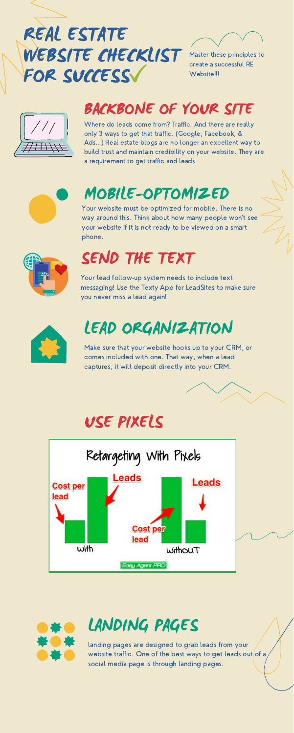# REAL ESTATE WEBSITE CHECKLIST FOR SUCCESS✓

Master these principles to create a successful RE Website!!!

## BACKBONE OF YOUR SITE

Where do leads come from? Traffic. And there are really only 3 ways to get that traffic. (Google, Facebook, & Ads...) Real estate blogs are no longer an excellent way to build trust and maintain credibility on your website. They are a requirement to get traffic and leads.

## MOBILE-OPTOMIZED

Your website must be optimized for mobile. There is no way around this. Think about how many people won't see your website if it is not ready to be viewed on a smart phone.

## SEND THE TEXT

Your lead follow-up system needs to include text messaging! Use the Texty App for LeadSites to make sure you never miss a lead again!

## LEAD ORGANIZATION

Make sure that your website hooks up to your CRM, or comes included with one. That way, when a lead captures, it will deposit directly into your CRM.

## USE PIXELS

Retargeting With Pixels

Cost per lead | Leads | with

Cost per lead | Leads | without

Easy Agent PRO

## LANDING PAGES

landing pages are designed to grab leads from your website traffic. One of the best ways to get leads out of a social media page is through landing pages.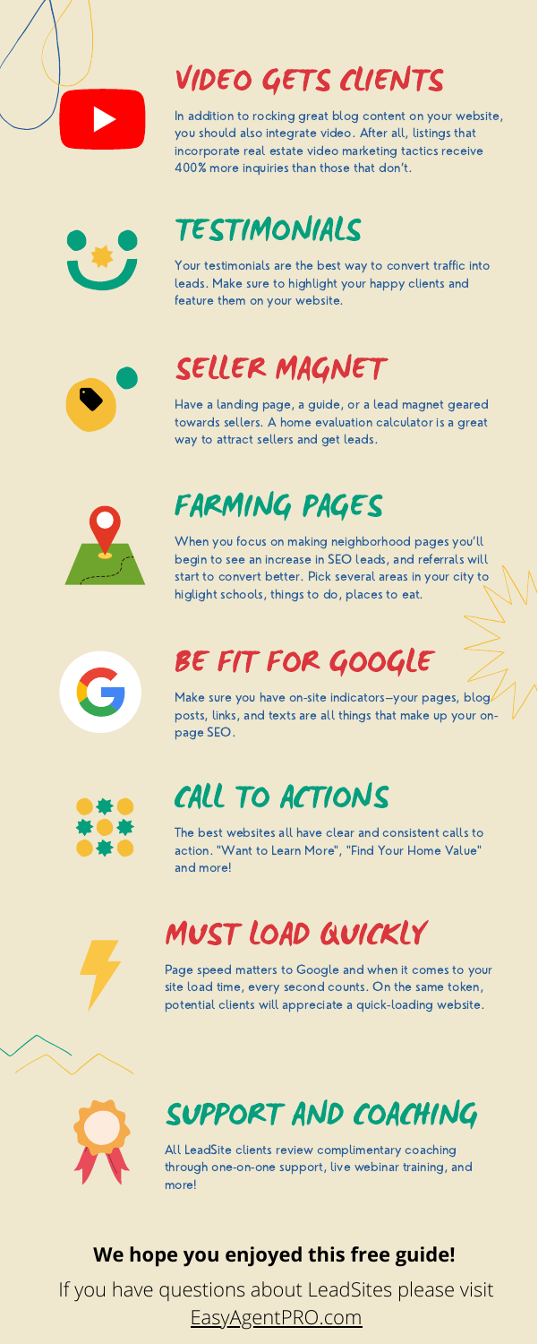## VIDEO GETS CLIENTS

In addition to rocking great blog content on your website, you should also integrate video. After all, listings that incorporate real estate video marketing tactics receive 400% more inquiries than those that don't.

## TESTIMONIALS

Your testimonials are the best way to convert traffic into leads. Make sure to highlight your happy clients and feature them on your website.

## SELLER MAGNET

Have a landing page, a guide, or a lead magnet geared towards sellers. A home evaluation calculator is a great way to attract sellers and get leads.

## FARMING PAGES

When you focus on making neighborhood pages you'll begin to see an increase in SEO leads, and referrals will start to convert better. Pick several areas in your city to higlight schools, things to do, places to eat.

## BE FIT FOR GOOGLE

Make sure you have on-site indicators—your pages, blog posts, links, and texts are all things that make up your on-page SEO.

## CALL TO ACTIONS

The best websites all have clear and consistent calls to action. "Want to Learn More", "Find Your Home Value" and more!

## MUST LOAD QUICKLY

Page speed matters to Google and when it comes to your site load time, every second counts. On the same token, potential clients will appreciate a quick-loading website.

## SUPPORT AND COACHING

All LeadSite clients review complimentary coaching through one-on-one support, live webinar training, and more!

**We hope you enjoyed this free guide!**

If you have questions about LeadSites please visit EasyAgentPRO.com